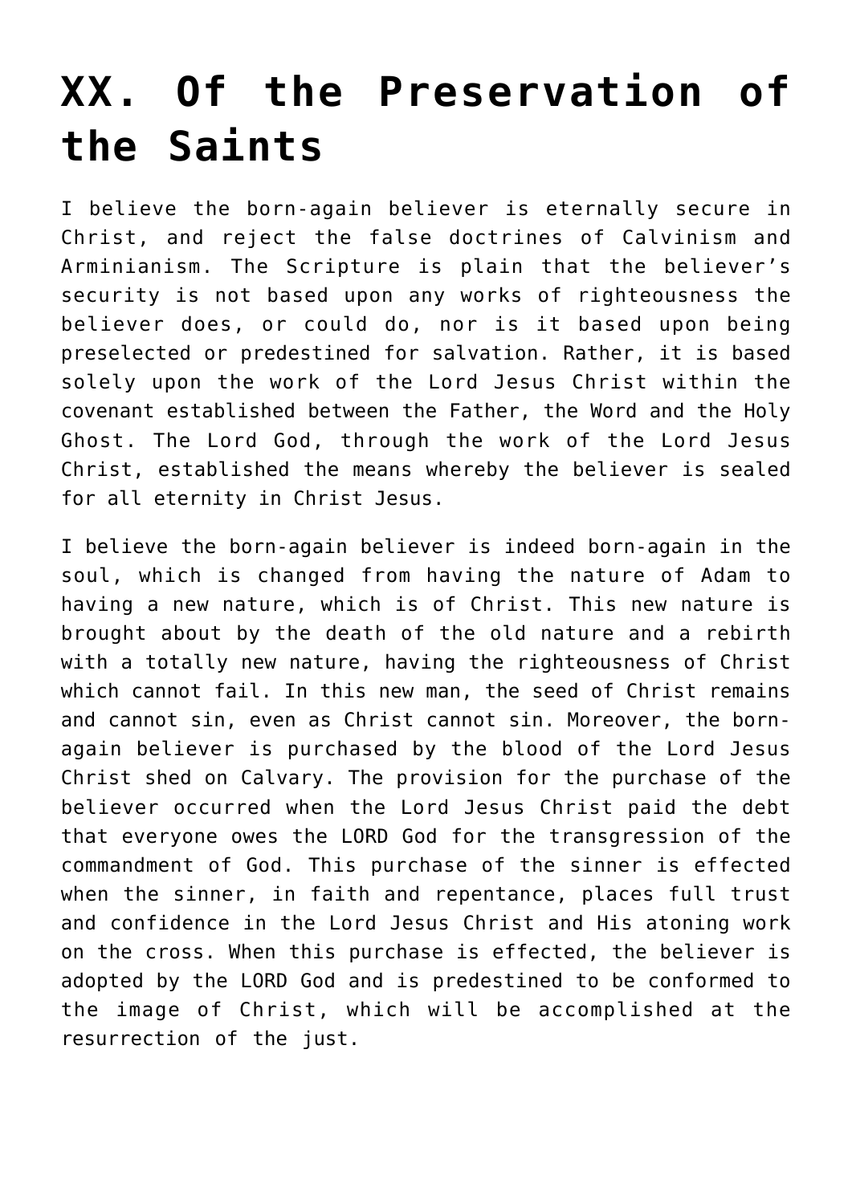# XX. Of the Preservation of the Saints

I believe the born-again believer is eternally secure in Christ, and reject the false doctrines of Calvinism and Arminianism. The Scripture is plain that the believer's security is not based upon any works of righteousness the believer does, or could do, nor is it based upon being preselected or predestined for salvation. Rather, it is based solely upon the work of the Lord Jesus Christ within the covenant established between the Father, the Word and the Holy Ghost. The Lord God, through the work of the Lord Jesus Christ, established the means whereby the believer is sealed for all eternity in Christ Jesus.

I believe the born-again believer is indeed born-again in the soul, which is changed from having the nature of Adam to having a new nature, which is of Christ. This new nature is brought about by the death of the old nature and a rebirth with a totally new nature, having the righteousness of Christ which cannot fail. In this new man, the seed of Christ remains and cannot sin, even as Christ cannot sin. Moreover, the born-again believer is purchased by the blood of the Lord Jesus Christ shed on Calvary. The provision for the purchase of the believer occurred when the Lord Jesus Christ paid the debt that everyone owes the LORD God for the transgression of the commandment of God. This purchase of the sinner is effected when the sinner, in faith and repentance, places full trust and confidence in the Lord Jesus Christ and His atoning work on the cross. When this purchase is effected, the believer is adopted by the LORD God and is predestined to be conformed to the image of Christ, which will be accomplished at the resurrection of the just.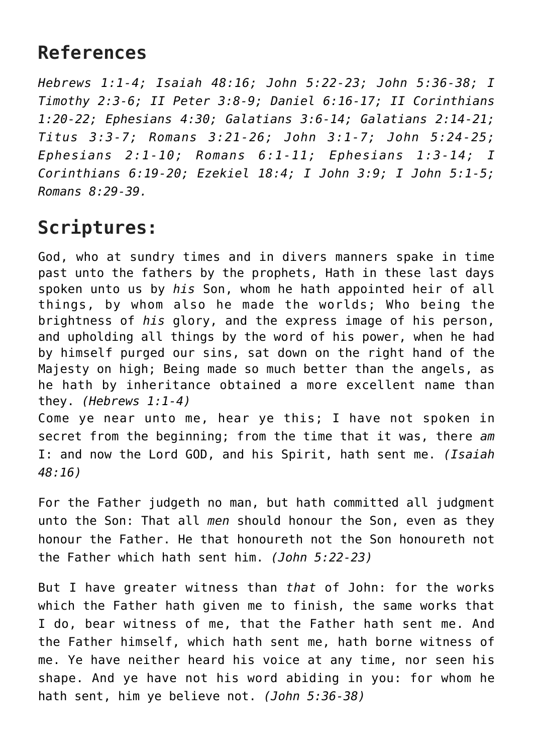## References

*Hebrews 1:1-4; Isaiah 48:16; John 5:22-23; John 5:36-38; I Timothy 2:3-6; II Peter 3:8-9; Daniel 6:16-17; II Corinthians 1:20-22; Ephesians 4:30; Galatians 3:6-14; Galatians 2:14-21; Titus 3:3-7; Romans 3:21-26; John 3:1-7; John 5:24-25; Ephesians 2:1-10; Romans 6:1-11; Ephesians 1:3-14; I Corinthians 6:19-20; Ezekiel 18:4; I John 3:9; I John 5:1-5; Romans 8:29-39.*

## Scriptures:

God, who at sundry times and in divers manners spake in time past unto the fathers by the prophets, Hath in these last days spoken unto us by *his* Son, whom he hath appointed heir of all things, by whom also he made the worlds; Who being the brightness of *his* glory, and the express image of his person, and upholding all things by the word of his power, when he had by himself purged our sins, sat down on the right hand of the Majesty on high; Being made so much better than the angels, as he hath by inheritance obtained a more excellent name than they. *(Hebrews 1:1-4)*
Come ye near unto me, hear ye this; I have not spoken in secret from the beginning; from the time that it was, there *am* I: and now the Lord GOD, and his Spirit, hath sent me. *(Isaiah 48:16)*

For the Father judgeth no man, but hath committed all judgment unto the Son: That all *men* should honour the Son, even as they honour the Father. He that honoureth not the Son honoureth not the Father which hath sent him. *(John 5:22-23)*

But I have greater witness than *that* of John: for the works which the Father hath given me to finish, the same works that I do, bear witness of me, that the Father hath sent me. And the Father himself, which hath sent me, hath borne witness of me. Ye have neither heard his voice at any time, nor seen his shape. And ye have not his word abiding in you: for whom he hath sent, him ye believe not. *(John 5:36-38)*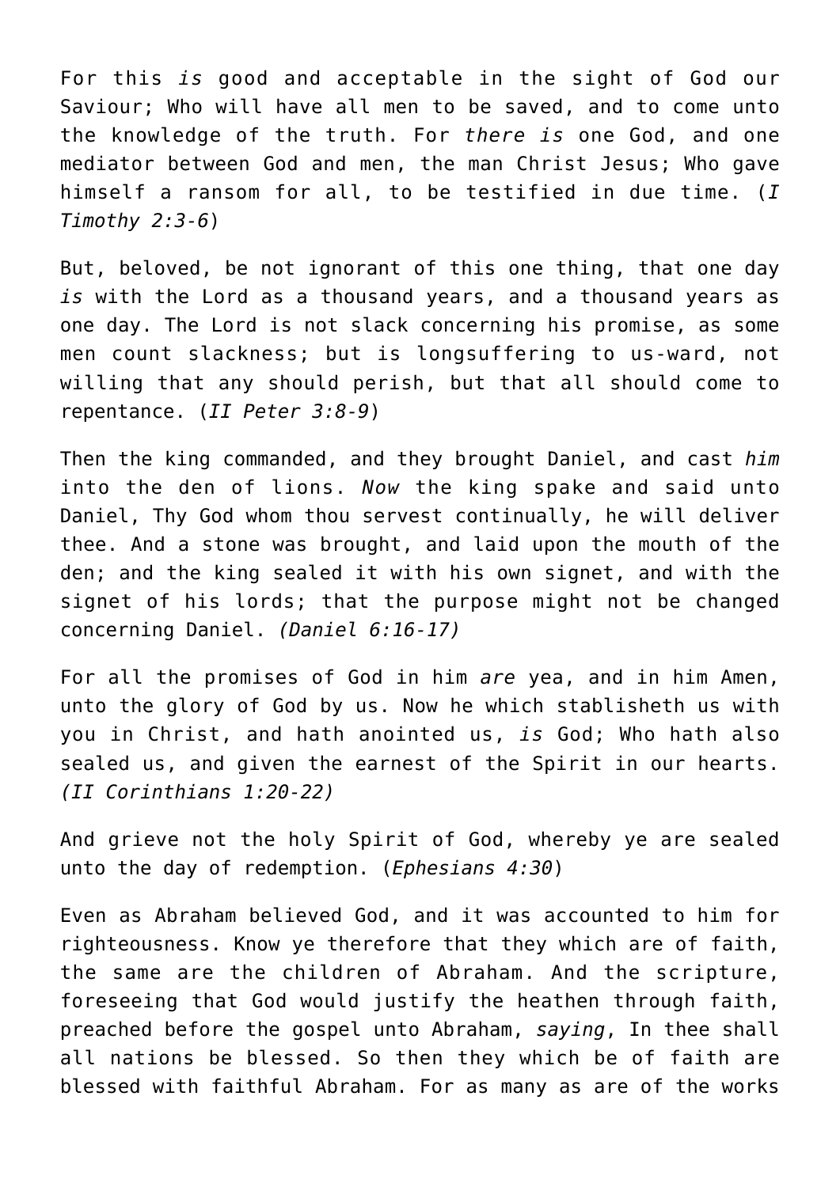For this *is* good and acceptable in the sight of God our Saviour; Who will have all men to be saved, and to come unto the knowledge of the truth. For *there is* one God, and one mediator between God and men, the man Christ Jesus; Who gave himself a ransom for all, to be testified in due time. (*I Timothy 2:3-6*)

But, beloved, be not ignorant of this one thing, that one day *is* with the Lord as a thousand years, and a thousand years as one day. The Lord is not slack concerning his promise, as some men count slackness; but is longsuffering to us-ward, not willing that any should perish, but that all should come to repentance. (*II Peter 3:8-9*)

Then the king commanded, and they brought Daniel, and cast *him* into the den of lions. *Now* the king spake and said unto Daniel, Thy God whom thou servest continually, he will deliver thee. And a stone was brought, and laid upon the mouth of the den; and the king sealed it with his own signet, and with the signet of his lords; that the purpose might not be changed concerning Daniel. *(Daniel 6:16-17)*

For all the promises of God in him *are* yea, and in him Amen, unto the glory of God by us. Now he which stablisheth us with you in Christ, and hath anointed us, *is* God; Who hath also sealed us, and given the earnest of the Spirit in our hearts. *(II Corinthians 1:20-22)*

And grieve not the holy Spirit of God, whereby ye are sealed unto the day of redemption. (*Ephesians 4:30*)

Even as Abraham believed God, and it was accounted to him for righteousness. Know ye therefore that they which are of faith, the same are the children of Abraham. And the scripture, foreseeing that God would justify the heathen through faith, preached before the gospel unto Abraham, *saying*, In thee shall all nations be blessed. So then they which be of faith are blessed with faithful Abraham. For as many as are of the works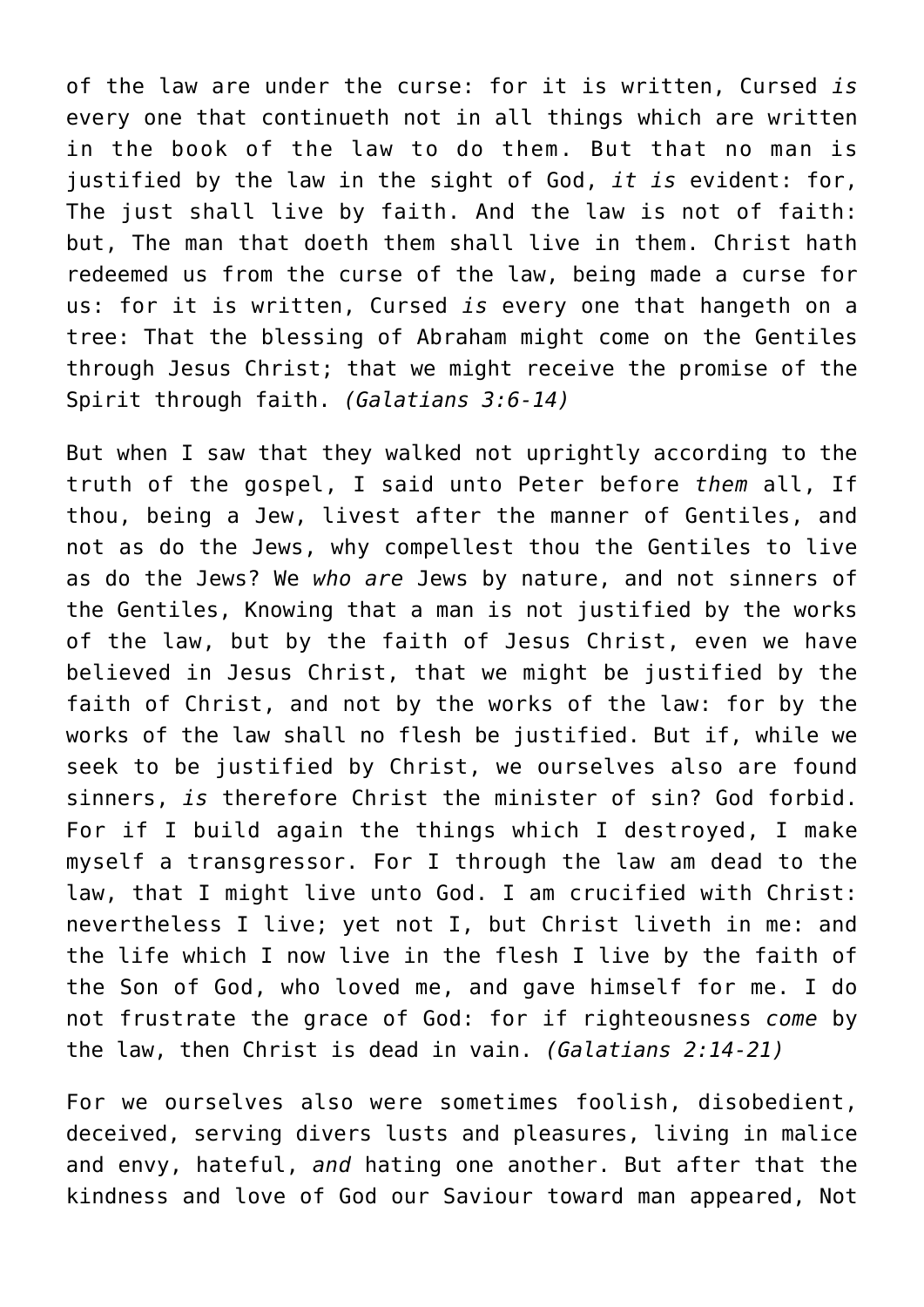of the law are under the curse: for it is written, Cursed *is* every one that continueth not in all things which are written in the book of the law to do them. But that no man is justified by the law in the sight of God, *it is* evident: for, The just shall live by faith. And the law is not of faith: but, The man that doeth them shall live in them. Christ hath redeemed us from the curse of the law, being made a curse for us: for it is written, Cursed *is* every one that hangeth on a tree: That the blessing of Abraham might come on the Gentiles through Jesus Christ; that we might receive the promise of the Spirit through faith. *(Galatians 3:6-14)*

But when I saw that they walked not uprightly according to the truth of the gospel, I said unto Peter before *them* all, If thou, being a Jew, livest after the manner of Gentiles, and not as do the Jews, why compellest thou the Gentiles to live as do the Jews? We *who are* Jews by nature, and not sinners of the Gentiles, Knowing that a man is not justified by the works of the law, but by the faith of Jesus Christ, even we have believed in Jesus Christ, that we might be justified by the faith of Christ, and not by the works of the law: for by the works of the law shall no flesh be justified. But if, while we seek to be justified by Christ, we ourselves also are found sinners, *is* therefore Christ the minister of sin? God forbid. For if I build again the things which I destroyed, I make myself a transgressor. For I through the law am dead to the law, that I might live unto God. I am crucified with Christ: nevertheless I live; yet not I, but Christ liveth in me: and the life which I now live in the flesh I live by the faith of the Son of God, who loved me, and gave himself for me. I do not frustrate the grace of God: for if righteousness *come* by the law, then Christ is dead in vain. *(Galatians 2:14-21)*

For we ourselves also were sometimes foolish, disobedient, deceived, serving divers lusts and pleasures, living in malice and envy, hateful, *and* hating one another. But after that the kindness and love of God our Saviour toward man appeared, Not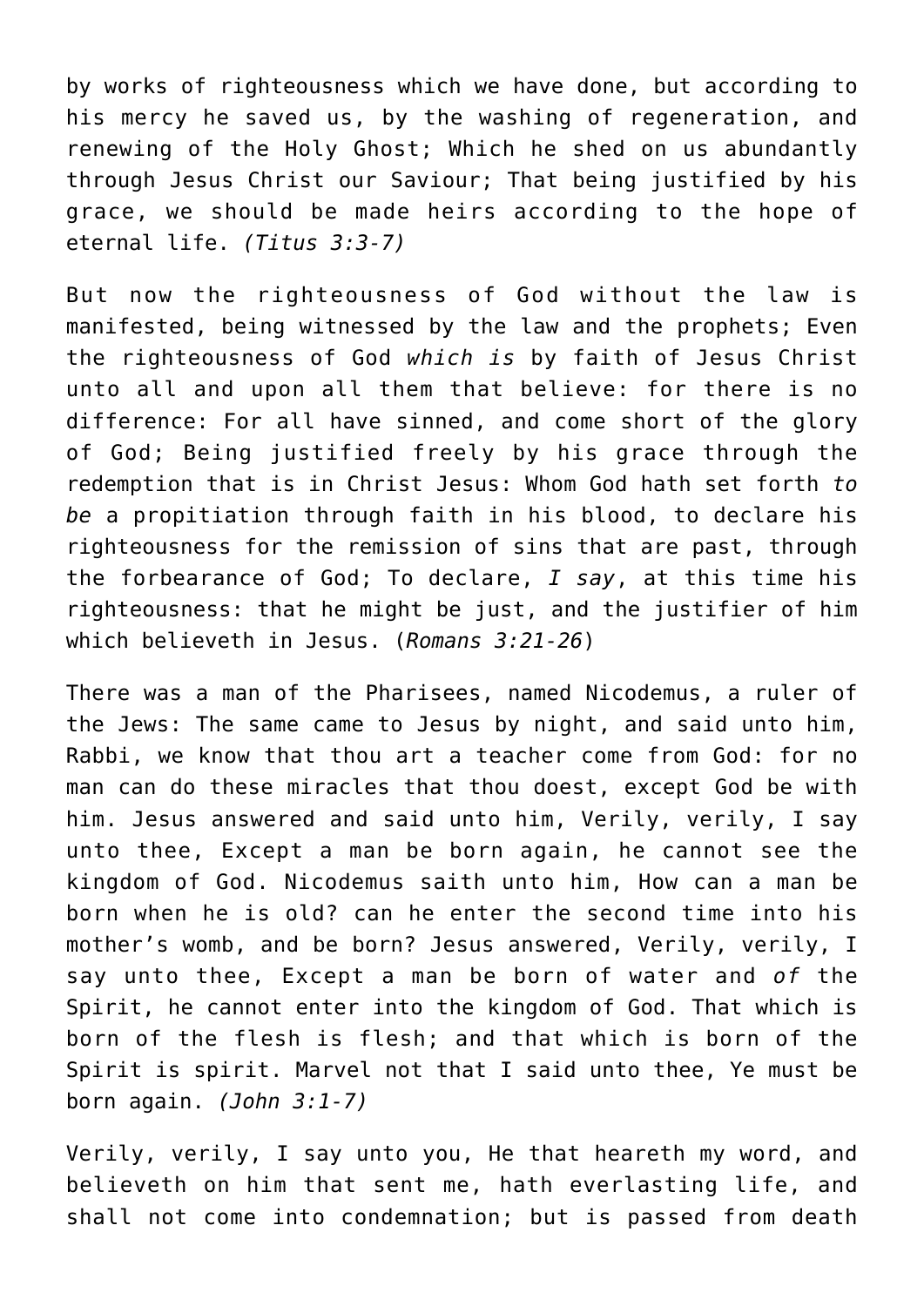by works of righteousness which we have done, but according to his mercy he saved us, by the washing of regeneration, and renewing of the Holy Ghost; Which he shed on us abundantly through Jesus Christ our Saviour; That being justified by his grace, we should be made heirs according to the hope of eternal life. *(Titus 3:3-7)*

But now the righteousness of God without the law is manifested, being witnessed by the law and the prophets; Even the righteousness of God *which is* by faith of Jesus Christ unto all and upon all them that believe: for there is no difference: For all have sinned, and come short of the glory of God; Being justified freely by his grace through the redemption that is in Christ Jesus: Whom God hath set forth *to be* a propitiation through faith in his blood, to declare his righteousness for the remission of sins that are past, through the forbearance of God; To declare, *I say*, at this time his righteousness: that he might be just, and the justifier of him which believeth in Jesus. (*Romans 3:21-26*)

There was a man of the Pharisees, named Nicodemus, a ruler of the Jews: The same came to Jesus by night, and said unto him, Rabbi, we know that thou art a teacher come from God: for no man can do these miracles that thou doest, except God be with him. Jesus answered and said unto him, Verily, verily, I say unto thee, Except a man be born again, he cannot see the kingdom of God. Nicodemus saith unto him, How can a man be born when he is old? can he enter the second time into his mother's womb, and be born? Jesus answered, Verily, verily, I say unto thee, Except a man be born of water and *of* the Spirit, he cannot enter into the kingdom of God. That which is born of the flesh is flesh; and that which is born of the Spirit is spirit. Marvel not that I said unto thee, Ye must be born again. *(John 3:1-7)*

Verily, verily, I say unto you, He that heareth my word, and believeth on him that sent me, hath everlasting life, and shall not come into condemnation; but is passed from death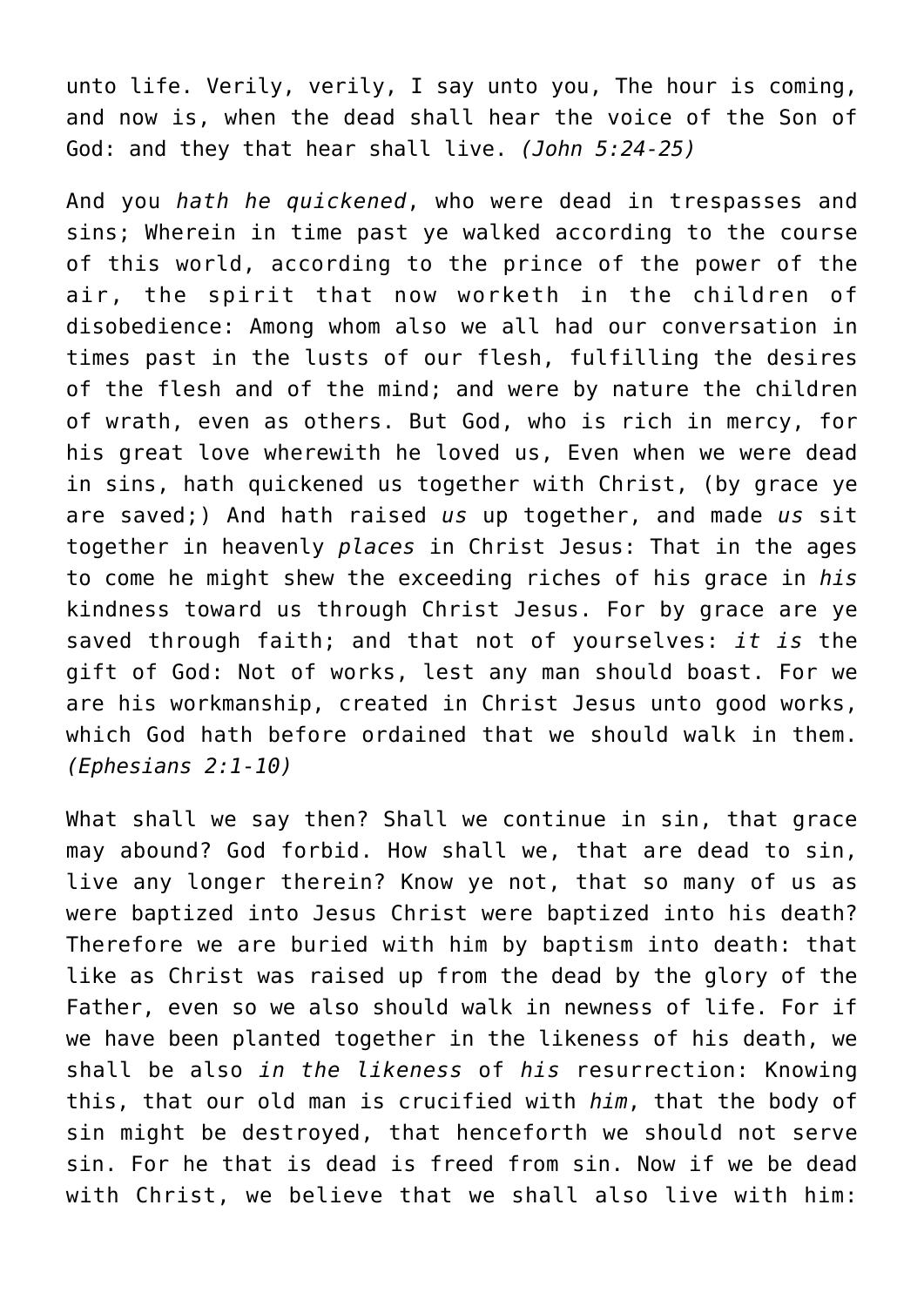unto life. Verily, verily, I say unto you, The hour is coming, and now is, when the dead shall hear the voice of the Son of God: and they that hear shall live. *(John 5:24-25)*

And you *hath he quickened*, who were dead in trespasses and sins; Wherein in time past ye walked according to the course of this world, according to the prince of the power of the air, the spirit that now worketh in the children of disobedience: Among whom also we all had our conversation in times past in the lusts of our flesh, fulfilling the desires of the flesh and of the mind; and were by nature the children of wrath, even as others. But God, who is rich in mercy, for his great love wherewith he loved us, Even when we were dead in sins, hath quickened us together with Christ, (by grace ye are saved;) And hath raised *us* up together, and made *us* sit together in heavenly *places* in Christ Jesus: That in the ages to come he might shew the exceeding riches of his grace in *his* kindness toward us through Christ Jesus. For by grace are ye saved through faith; and that not of yourselves: *it is* the gift of God: Not of works, lest any man should boast. For we are his workmanship, created in Christ Jesus unto good works, which God hath before ordained that we should walk in them. *(Ephesians 2:1-10)*

What shall we say then? Shall we continue in sin, that grace may abound? God forbid. How shall we, that are dead to sin, live any longer therein? Know ye not, that so many of us as were baptized into Jesus Christ were baptized into his death? Therefore we are buried with him by baptism into death: that like as Christ was raised up from the dead by the glory of the Father, even so we also should walk in newness of life. For if we have been planted together in the likeness of his death, we shall be also *in the likeness* of *his* resurrection: Knowing this, that our old man is crucified with *him*, that the body of sin might be destroyed, that henceforth we should not serve sin. For he that is dead is freed from sin. Now if we be dead with Christ, we believe that we shall also live with him: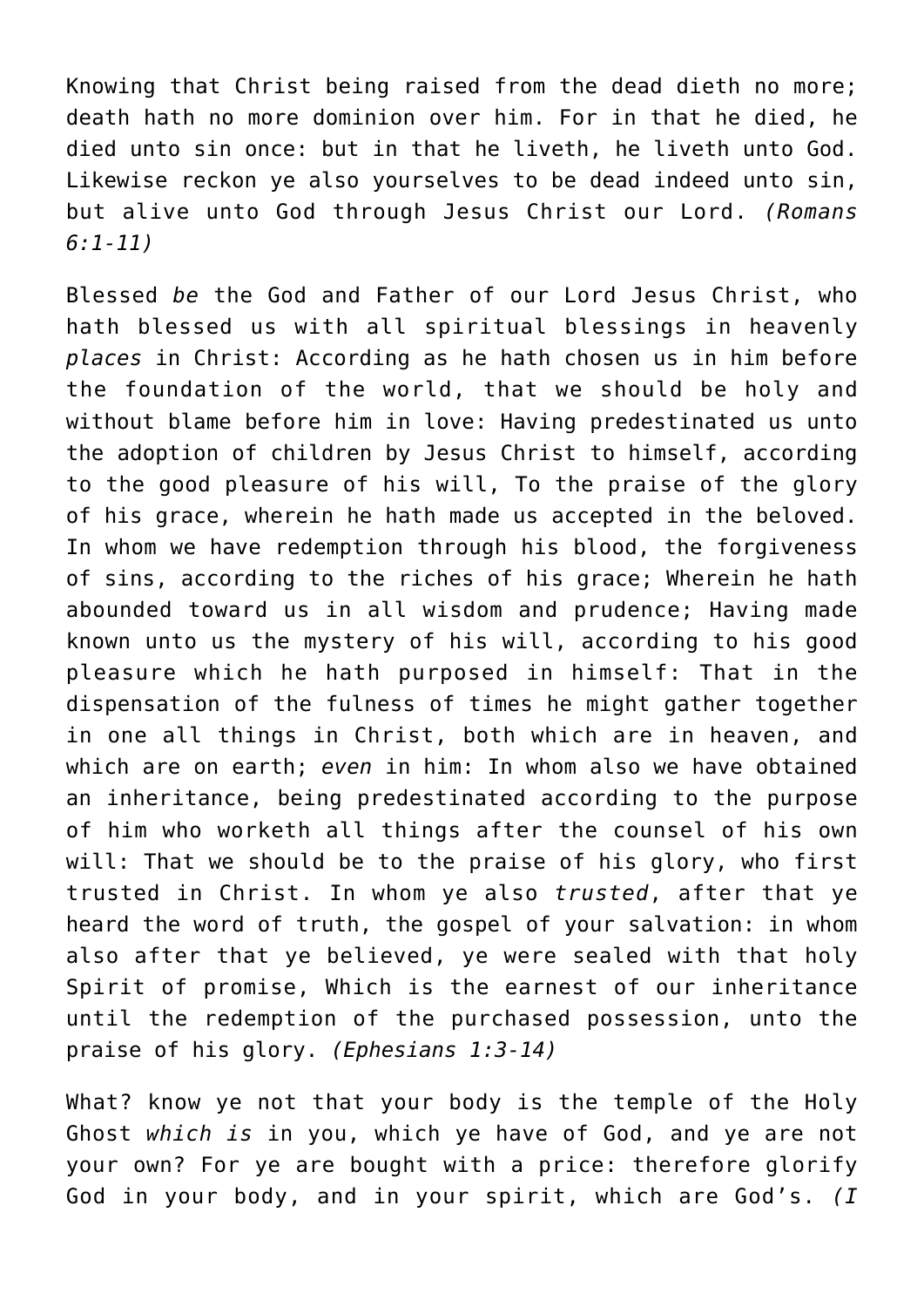Knowing that Christ being raised from the dead dieth no more; death hath no more dominion over him. For in that he died, he died unto sin once: but in that he liveth, he liveth unto God. Likewise reckon ye also yourselves to be dead indeed unto sin, but alive unto God through Jesus Christ our Lord. *(Romans 6:1-11)*

Blessed *be* the God and Father of our Lord Jesus Christ, who hath blessed us with all spiritual blessings in heavenly *places* in Christ: According as he hath chosen us in him before the foundation of the world, that we should be holy and without blame before him in love: Having predestinated us unto the adoption of children by Jesus Christ to himself, according to the good pleasure of his will, To the praise of the glory of his grace, wherein he hath made us accepted in the beloved. In whom we have redemption through his blood, the forgiveness of sins, according to the riches of his grace; Wherein he hath abounded toward us in all wisdom and prudence; Having made known unto us the mystery of his will, according to his good pleasure which he hath purposed in himself: That in the dispensation of the fulness of times he might gather together in one all things in Christ, both which are in heaven, and which are on earth; *even* in him: In whom also we have obtained an inheritance, being predestinated according to the purpose of him who worketh all things after the counsel of his own will: That we should be to the praise of his glory, who first trusted in Christ. In whom ye also *trusted*, after that ye heard the word of truth, the gospel of your salvation: in whom also after that ye believed, ye were sealed with that holy Spirit of promise, Which is the earnest of our inheritance until the redemption of the purchased possession, unto the praise of his glory. *(Ephesians 1:3-14)*

What? know ye not that your body is the temple of the Holy Ghost *which is* in you, which ye have of God, and ye are not your own? For ye are bought with a price: therefore glorify God in your body, and in your spirit, which are God's. *(I*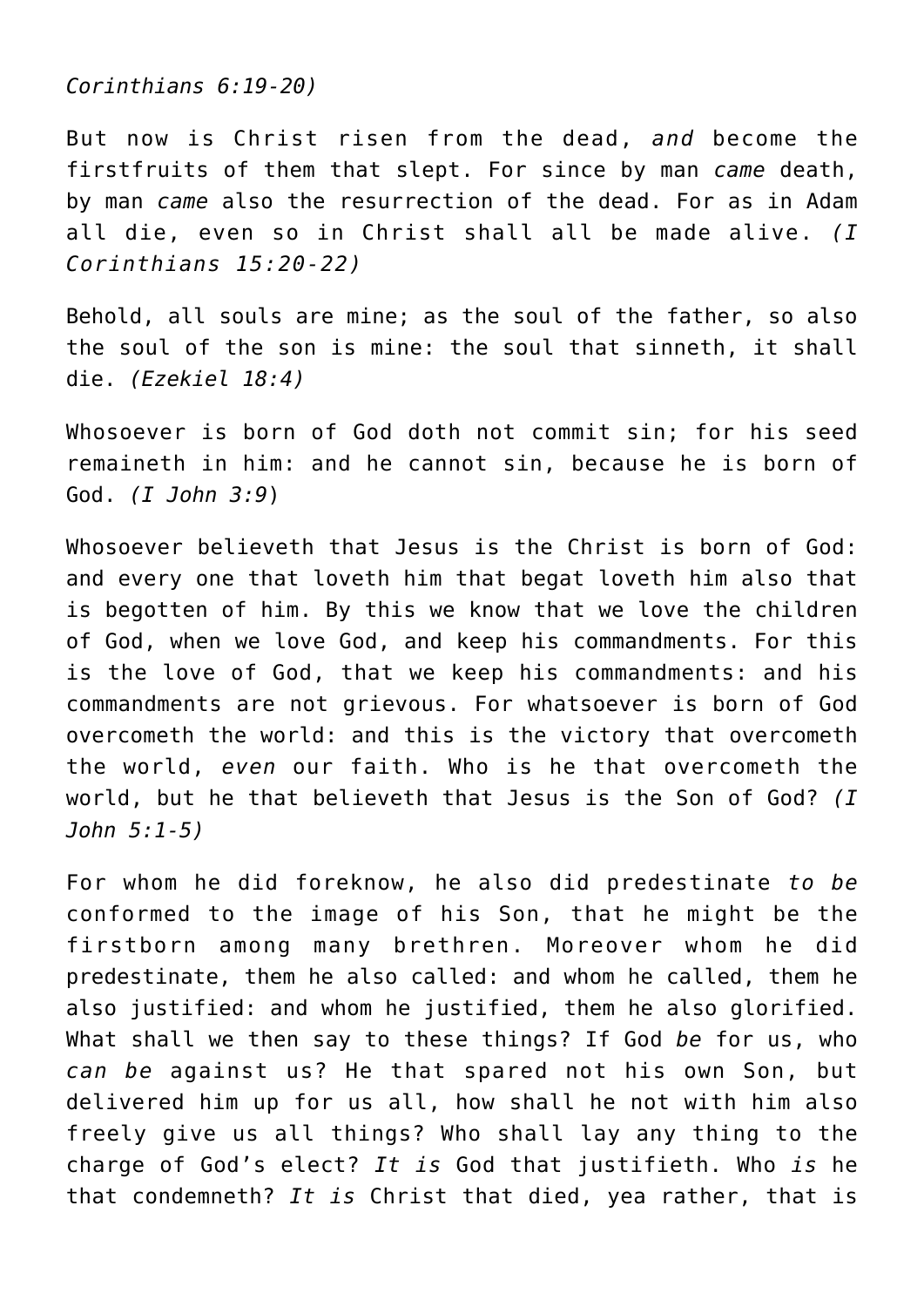*Corinthians 6:19-20)*

But now is Christ risen from the dead, *and* become the firstfruits of them that slept. For since by man *came* death, by man *came* also the resurrection of the dead. For as in Adam all die, even so in Christ shall all be made alive. *(I Corinthians 15:20-22)*

Behold, all souls are mine; as the soul of the father, so also the soul of the son is mine: the soul that sinneth, it shall die. *(Ezekiel 18:4)*

Whosoever is born of God doth not commit sin; for his seed remaineth in him: and he cannot sin, because he is born of God. *(I John 3:9*)

Whosoever believeth that Jesus is the Christ is born of God: and every one that loveth him that begat loveth him also that is begotten of him. By this we know that we love the children of God, when we love God, and keep his commandments. For this is the love of God, that we keep his commandments: and his commandments are not grievous. For whatsoever is born of God overcometh the world: and this is the victory that overcometh the world, *even* our faith. Who is he that overcometh the world, but he that believeth that Jesus is the Son of God? *(I John 5:1-5)*

For whom he did foreknow, he also did predestinate *to be* conformed to the image of his Son, that he might be the firstborn among many brethren. Moreover whom he did predestinate, them he also called: and whom he called, them he also justified: and whom he justified, them he also glorified. What shall we then say to these things? If God *be* for us, who *can be* against us? He that spared not his own Son, but delivered him up for us all, how shall he not with him also freely give us all things? Who shall lay any thing to the charge of God's elect? *It is* God that justifieth. Who *is* he that condemneth? *It is* Christ that died, yea rather, that is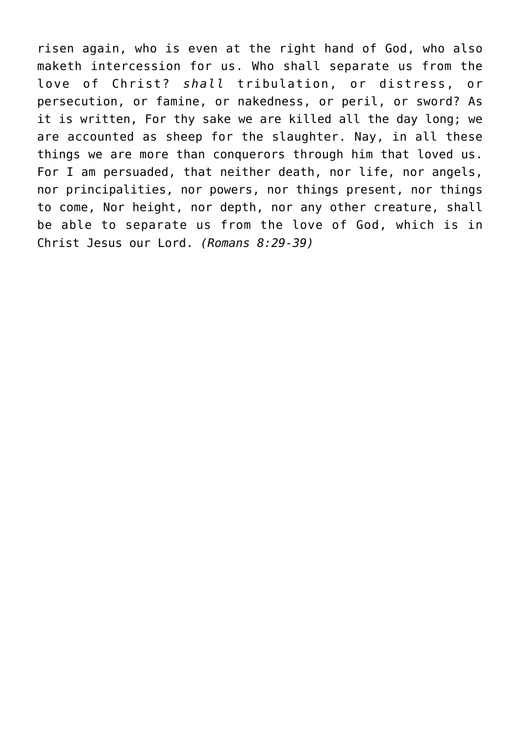risen again, who is even at the right hand of God, who also maketh intercession for us. Who shall separate us from the love of Christ? *shall* tribulation, or distress, or persecution, or famine, or nakedness, or peril, or sword? As it is written, For thy sake we are killed all the day long; we are accounted as sheep for the slaughter. Nay, in all these things we are more than conquerors through him that loved us. For I am persuaded, that neither death, nor life, nor angels, nor principalities, nor powers, nor things present, nor things to come, Nor height, nor depth, nor any other creature, shall be able to separate us from the love of God, which is in Christ Jesus our Lord. *(Romans 8:29-39)*